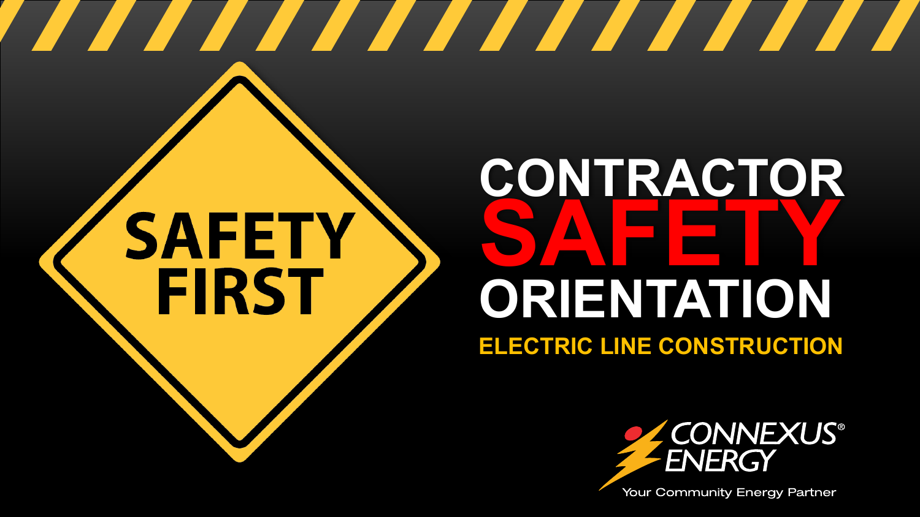SAFETY FIRST

# CONTRACTOR SAFETY ORIENTATION

## ELECTRIC LINE CONSTRUCTION

CONNEXUS® ENERGY

Your Community Energy Partner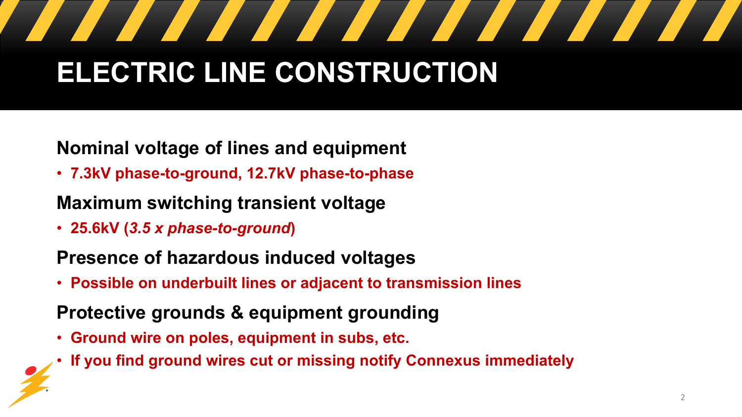# ELECTRIC LINE CONSTRUCTION

**Nominal voltage of lines and equipment**

- **7.3kV phase-to-ground, 12.7kV phase-to-phase**

**Maximum switching transient voltage**

- **25.6kV (*3.5 x phase-to-ground*)**

**Presence of hazardous induced voltages**

- **Possible on underbuilt lines or adjacent to transmission lines**

**Protective grounds & equipment grounding**

- **Ground wire on poles, equipment in subs, etc.**
- **If you find ground wires cut or missing notify Connexus immediately**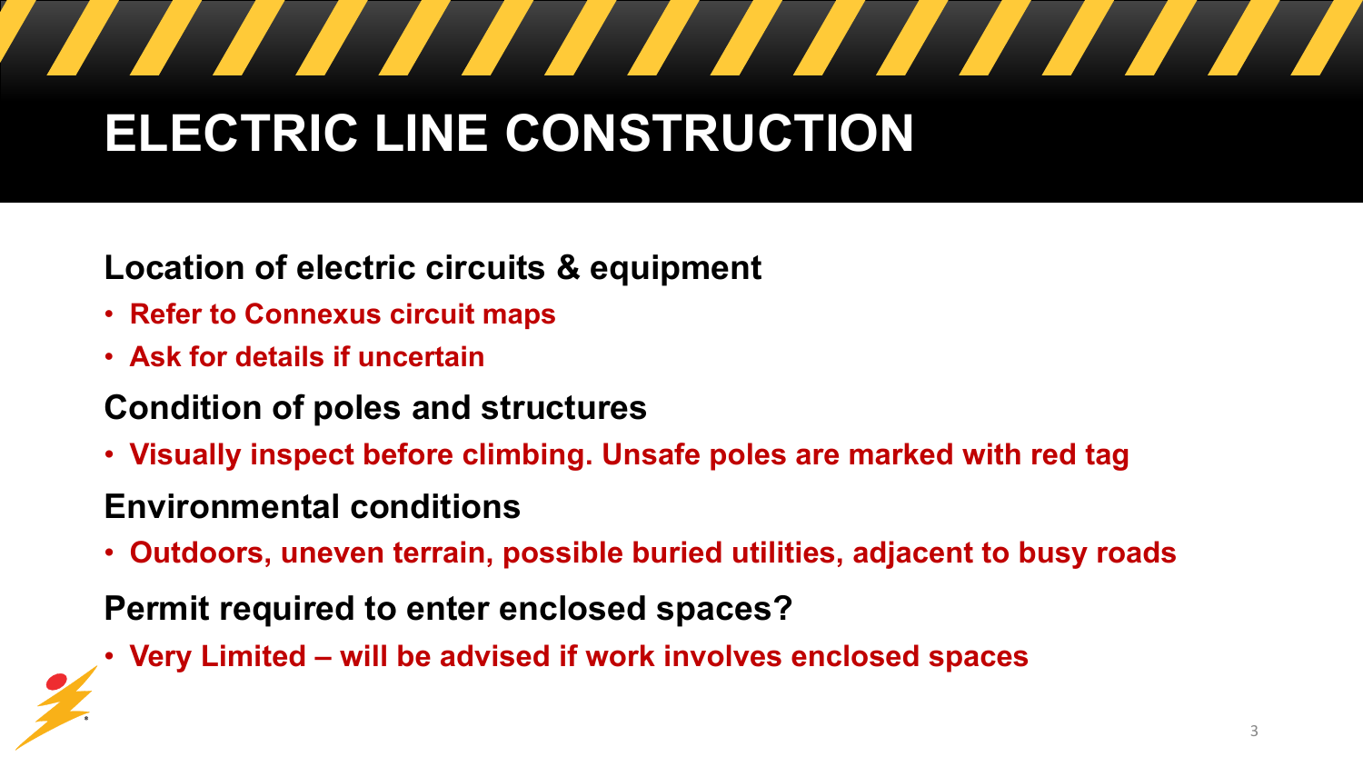# ELECTRIC LINE CONSTRUCTION

**Location of electric circuits & equipment**

- **Refer to Connexus circuit maps**
- **Ask for details if uncertain**

**Condition of poles and structures**

- **Visually inspect before climbing. Unsafe poles are marked with red tag**

**Environmental conditions**

- **Outdoors, uneven terrain, possible buried utilities, adjacent to busy roads**

**Permit required to enter enclosed spaces?**

- **Very Limited – will be advised if work involves enclosed spaces**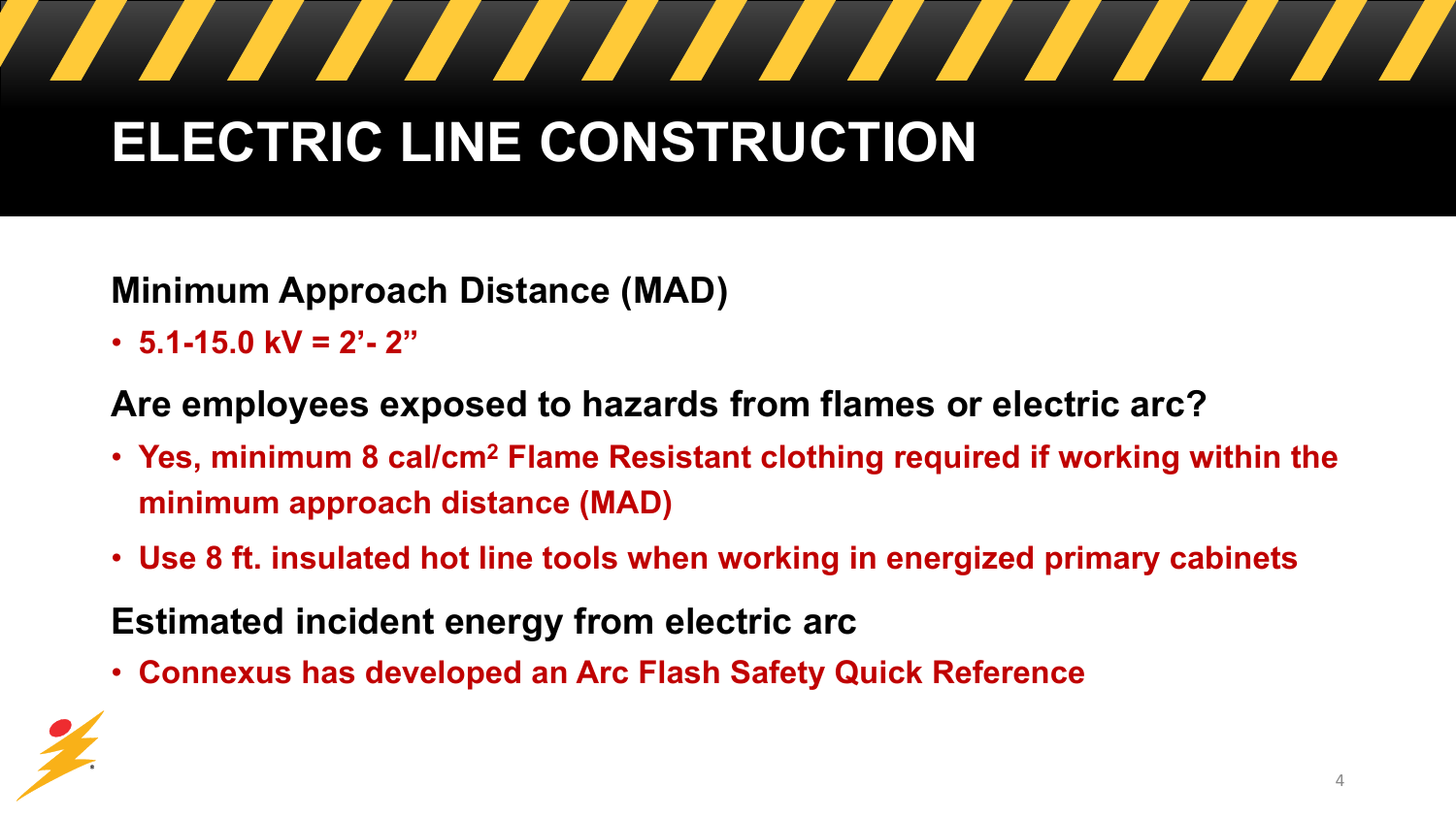# ELECTRIC LINE CONSTRUCTION

**Minimum Approach Distance (MAD)**

- **5.1-15.0 kV = 2'- 2"**

**Are employees exposed to hazards from flames or electric arc?**

- **Yes, minimum 8 cal/cm$^2$ Flame Resistant clothing required if working within the minimum approach distance (MAD)**
- **Use 8 ft. insulated hot line tools when working in energized primary cabinets**

**Estimated incident energy from electric arc**

- **Connexus has developed an Arc Flash Safety Quick Reference**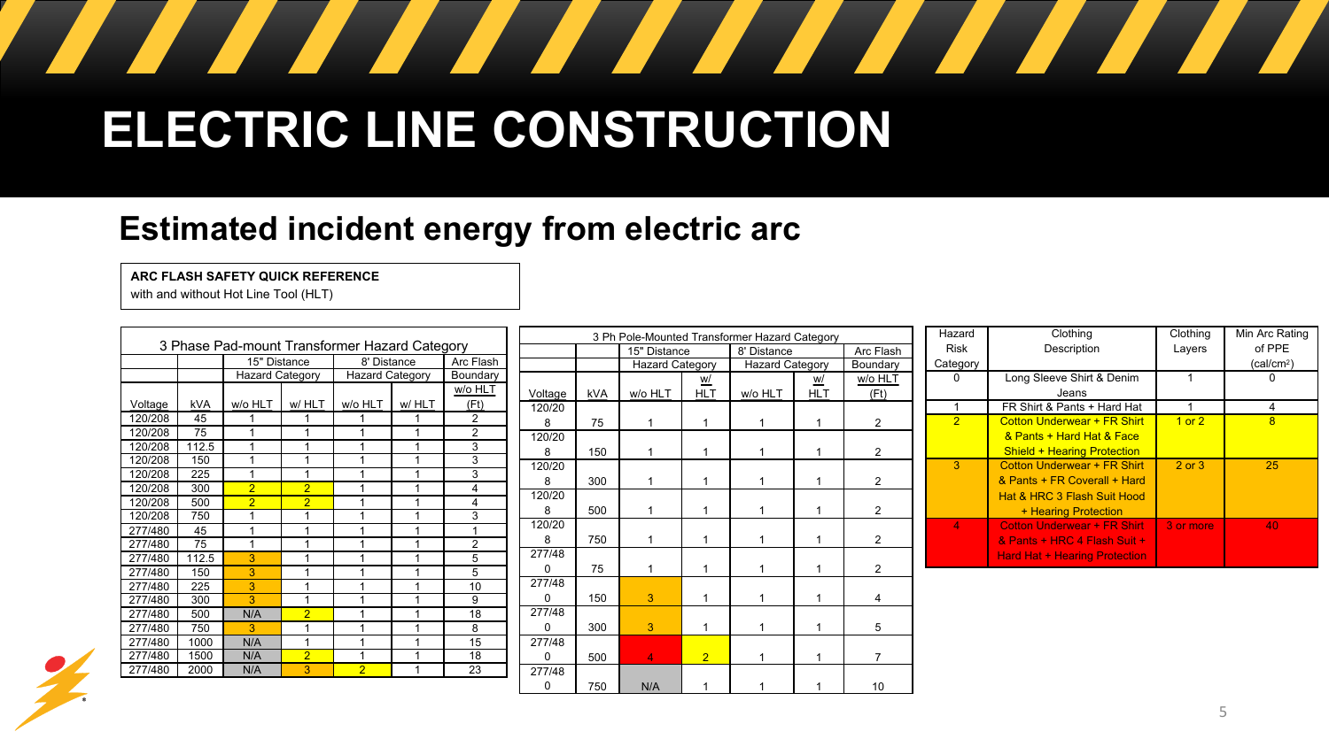# ELECTRIC LINE CONSTRUCTION

## Estimated incident energy from electric arc

**ARC FLASH SAFETY QUICK REFERENCE**
with and without Hot Line Tool (HLT)

| 3 Phase Pad-mount Transformer Hazard Category | | | | | | |
|---|---|---|---|---|---|---|
| | | 15" Distance | | 8' Distance | | Arc Flash |
| | | Hazard Category | | Hazard Category | | Boundary |
| Voltage | kVA | w/o HLT | w/ HLT | w/o HLT | w/ HLT | w/o HLT (Ft) |
| 120/208 | 45 | 1 | 1 | 1 | 1 | 2 |
| 120/208 | 75 | 1 | 1 | 1 | 1 | 2 |
| 120/208 | 112.5 | 1 | 1 | 1 | 1 | 3 |
| 120/208 | 150 | 1 | 1 | 1 | 1 | 3 |
| 120/208 | 225 | 1 | 1 | 1 | 1 | 3 |
| 120/208 | 300 | 2 | 2 | 1 | 1 | 4 |
| 120/208 | 500 | 2 | 2 | 1 | 1 | 4 |
| 120/208 | 750 | 1 | 1 | 1 | 1 | 3 |
| 277/480 | 45 | 1 | 1 | 1 | 1 | 1 |
| 277/480 | 75 | 1 | 1 | 1 | 1 | 2 |
| 277/480 | 112.5 | 3 | 1 | 1 | 1 | 5 |
| 277/480 | 150 | 3 | 1 | 1 | 1 | 5 |
| 277/480 | 225 | 3 | 1 | 1 | 1 | 10 |
| 277/480 | 300 | 3 | 1 | 1 | 1 | 9 |
| 277/480 | 500 | N/A | 2 | 1 | 1 | 18 |
| 277/480 | 750 | 3 | 1 | 1 | 1 | 8 |
| 277/480 | 1000 | N/A | 1 | 1 | 1 | 15 |
| 277/480 | 1500 | N/A | 2 | 1 | 1 | 18 |
| 277/480 | 2000 | N/A | 3 | 2 | 1 | 23 |

| 3 Ph Pole-Mounted Transformer Hazard Category | | | | | | |
|---|---|---|---|---|---|---|
| | | 15" Distance | | 8' Distance | | Arc Flash |
| | | Hazard Category | | Hazard Category | | Boundary |
| Voltage | kVA | w/o HLT | w/ HLT | w/o HLT | w/ HLT | w/o HLT (Ft) |
| 120/208 | 75 | 1 | 1 | 1 | 1 | 2 |
| 120/208 | 150 | 1 | 1 | 1 | 1 | 2 |
| 120/208 | 300 | 1 | 1 | 1 | 1 | 2 |
| 120/208 | 500 | 1 | 1 | 1 | 1 | 2 |
| 120/208 | 750 | 1 | 1 | 1 | 1 | 2 |
| 277/480 | 75 | 1 | 1 | 1 | 1 | 2 |
| 277/480 | 150 | 3 | 1 | 1 | 1 | 4 |
| 277/480 | 300 | 3 | 1 | 1 | 1 | 5 |
| 277/480 | 500 | 4 | 2 | 1 | 1 | 7 |
| 277/480 | 750 | N/A | 1 | 1 | 1 | 10 |

| Hazard Risk Category | Clothing Description | Clothing Layers | Min Arc Rating of PPE (cal/cm²) |
|---|---|---|---|
| 0 | Long Sleeve Shirt & Denim Jeans | 1 | 0 |
| 1 | FR Shirt & Pants + Hard Hat | 1 | 4 |
| 2 | Cotton Underwear + FR Shirt & Pants + Hard Hat & Face Shield + Hearing Protection | 1 or 2 | 8 |
| 3 | Cotton Underwear + FR Shirt & Pants + FR Coverall + Hard Hat & HRC 3 Flash Suit Hood + Hearing Protection | 2 or 3 | 25 |
| 4 | Cotton Underwear + FR Shirt & Pants + HRC 4 Flash Suit + Hard Hat + Hearing Protection | 3 or more | 40 |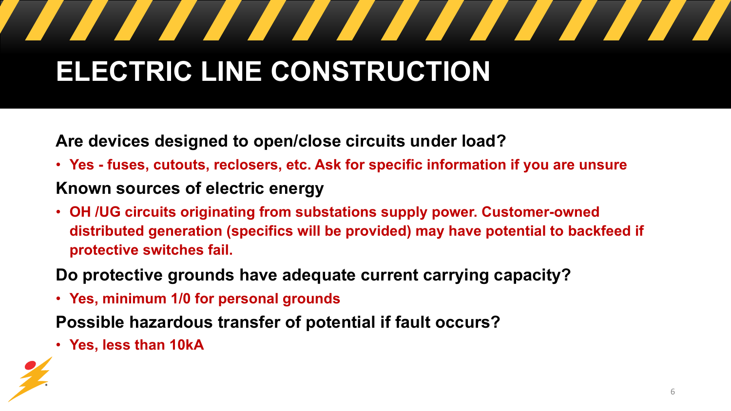# ELECTRIC LINE CONSTRUCTION

**Are devices designed to open/close circuits under load?**

- **Yes - fuses, cutouts, reclosers, etc. Ask for specific information if you are unsure**

**Known sources of electric energy**

- **OH /UG circuits originating from substations supply power. Customer-owned distributed generation (specifics will be provided) may have potential to backfeed if protective switches fail.**

**Do protective grounds have adequate current carrying capacity?**

- **Yes, minimum 1/0 for personal grounds**

**Possible hazardous transfer of potential if fault occurs?**

- **Yes, less than 10kA**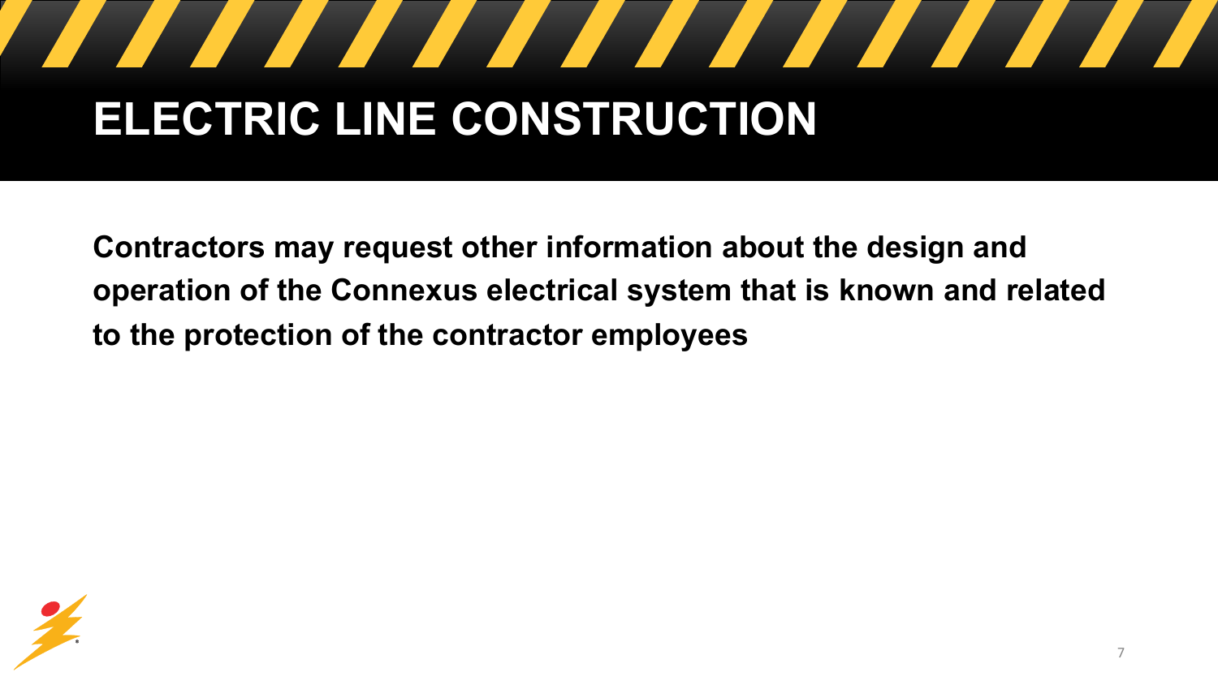# ELECTRIC LINE CONSTRUCTION

**Contractors may request other information about the design and operation of the Connexus electrical system that is known and related to the protection of the contractor employees**